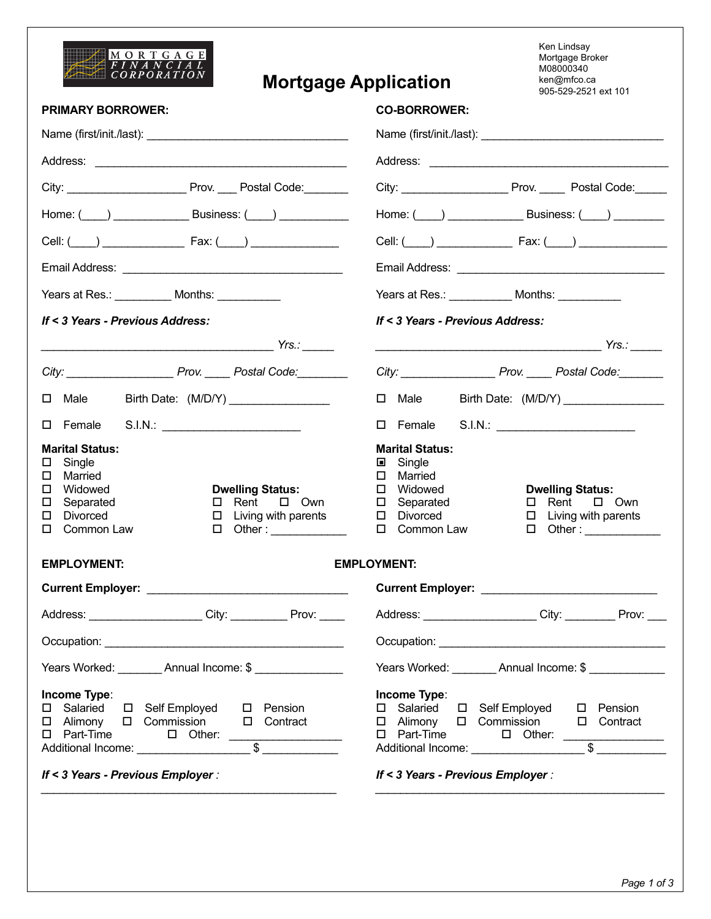MORTGAGE FINANCIAL CORPORATION

# Mortgage Application

Ken Lindsay
Mortgage Broker
M08000340
ken@mfco.ca
905-529-2521 ext 101

## PRIMARY BORROWER:

Name (first/init./last): ________________________________

Address: ________________________________________

City: ___________________ Prov. ___ Postal Code:_______

Home: (____) ____________ Business: (____) ___________

Cell: (____) _____________ Fax: (____) ______________

Email Address: ___________________________________

Years at Res.: _________ Months: __________

***If < 3 Years - Previous Address:***

_____________________________________ *Yrs.:* _____

*City:* ________________ *Prov.* ____ *Postal Code:*________

☐ Male    Birth Date: (M/D/Y) ________________

☐ Female    S.I.N.: ______________________

**Marital Status:**
- ☐ Single
- ☐ Married
- ☐ Widowed
- ☐ Separated
- ☐ Divorced
- ☐ Common Law

**Dwelling Status:**
- ☐ Rent ☐ Own
- ☐ Living with parents
- ☐ Other : ____________

## CO-BORROWER:

Name (first/init./last): ____________________________

Address: ______________________________________

City: ________________ Prov. ____ Postal Code:_____

Home: (____) ____________ Business: (____) ________

Cell: (____) ____________ Fax: (____) ______________

Email Address: _________________________________

Years at Res.: __________ Months: __________

***If < 3 Years - Previous Address:***

____________________________________ *Yrs.:* _____

*City:* _______________ *Prov.* ____ *Postal Code:*_______

☐ Male    Birth Date: (M/D/Y) ________________

☐ Female    S.I.N.: ______________________

**Marital Status:**
- ▣ Single
- ☐ Married
- ☐ Widowed
- ☐ Separated
- ☐ Divorced
- ☐ Common Law

**Dwelling Status:**
- ☐ Rent ☐ Own
- ☐ Living with parents
- ☐ Other : ____________

## EMPLOYMENT: (Primary Borrower)

**Current Employer:** ________________________________

Address: _________________ City: _________ Prov: ____

Occupation: ______________________________________

Years Worked: _______ Annual Income: $ ______________

**Income Type**:
- ☐ Salaried ☐ Self Employed ☐ Pension
- ☐ Alimony ☐ Commission ☐ Contract
- ☐ Part-Time ☐ Other: __________________

Additional Income: __________________ $ ____________

***If < 3 Years - Previous Employer*** *:*

_______________________________________________

## EMPLOYMENT: (Co-Borrower)

**Current Employer:** ____________________________

Address: _________________ City: ________ Prov: ___

Occupation: ____________________________________

Years Worked: _______ Annual Income: $ ____________

**Income Type**:
- ☐ Salaried ☐ Self Employed ☐ Pension
- ☐ Alimony ☐ Commission ☐ Contract
- ☐ Part-Time ☐ Other: ________________

Additional Income: _________________ $ ___________

***If < 3 Years - Previous Employer*** *:*

______________________________________________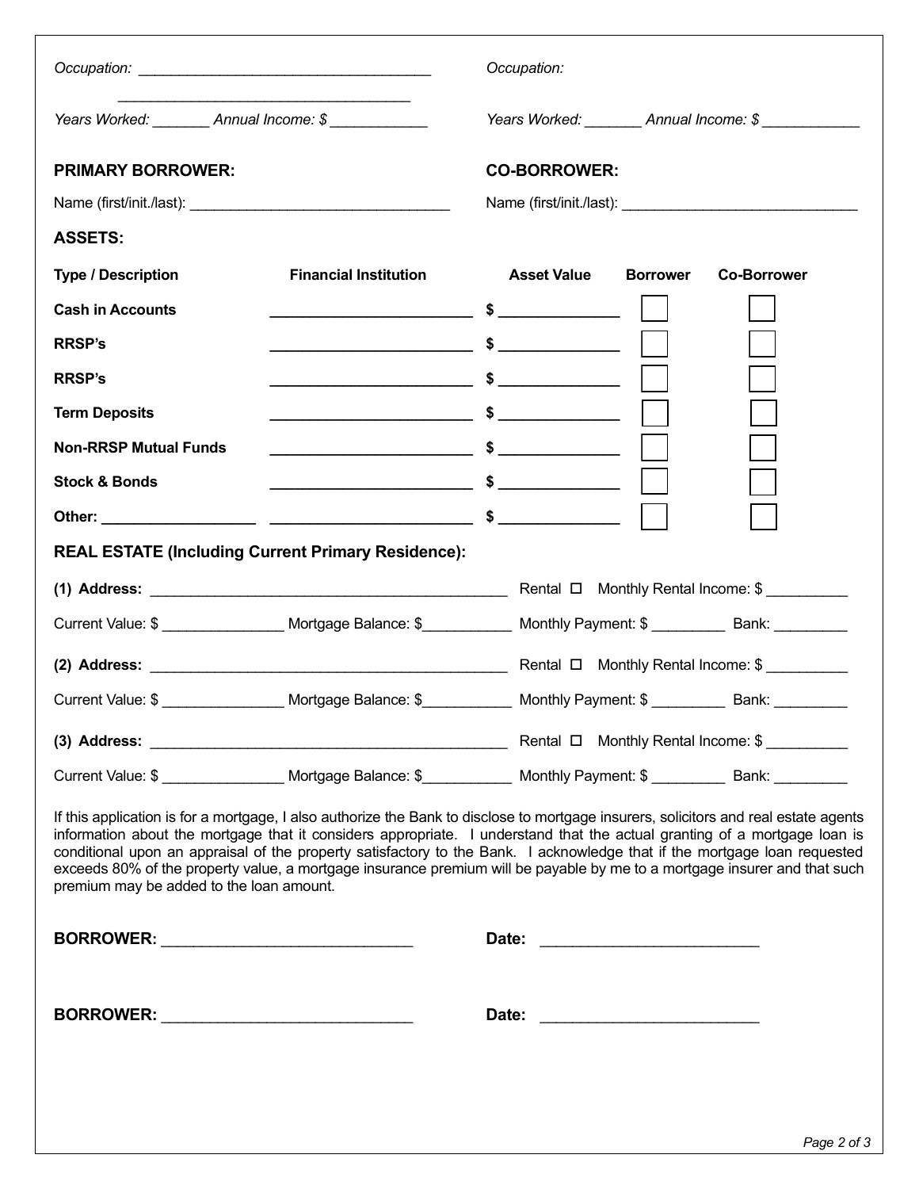| | |
|---|---|
| *Occupation:* ___________________________________ | *Occupation:* |
| ___________________________________ | |
| *Years Worked:* _______ *Annual Income: $* ____________ | *Years Worked:* _______ *Annual Income: $* ____________ |

| | |
|---|---|
| **PRIMARY BORROWER:** | **CO-BORROWER:** |
| Name (first/init./last): ________________________________ | Name (first/init./last): _____________________________ |

**ASSETS:**

| Type / Description | Financial Institution | Asset Value | Borrower | Co-Borrower |
|---|---|---|---|---|
| **Cash in Accounts** | ________________________ | **$** ______________ | ☐ | ☐ |
| **RRSP's** | ________________________ | **$** ______________ | ☐ | ☐ |
| **RRSP's** | ________________________ | **$** ______________ | ☐ | ☐ |
| **Term Deposits** | ________________________ | **$** ______________ | ☐ | ☐ |
| **Non-RRSP Mutual Funds** | ________________________ | **$** ______________ | ☐ | ☐ |
| **Stock & Bonds** | ________________________ | **$** ______________ | ☐ | ☐ |
| **Other:** __________________ | ________________________ | **$** ______________ | ☐ | ☐ |

**REAL ESTATE (Including Current Primary Residence):**

**(1) Address:** ____________________________________________ Rental ☐ Monthly Rental Income: $ __________

Current Value: $ _______________ Mortgage Balance: $___________ Monthly Payment: $ _________ Bank: _________

**(2) Address:** ____________________________________________ Rental ☐ Monthly Rental Income: $ __________

Current Value: $ _______________ Mortgage Balance: $___________ Monthly Payment: $ _________ Bank: _________

**(3) Address:** ____________________________________________ Rental ☐ Monthly Rental Income: $ __________

Current Value: $ _______________ Mortgage Balance: $___________ Monthly Payment: $ _________ Bank: _________

If this application is for a mortgage, I also authorize the Bank to disclose to mortgage insurers, solicitors and real estate agents information about the mortgage that it considers appropriate. I understand that the actual granting of a mortgage loan is conditional upon an appraisal of the property satisfactory to the Bank. I acknowledge that if the mortgage loan requested exceeds 80% of the property value, a mortgage insurance premium will be payable by me to a mortgage insurer and that such premium may be added to the loan amount.

**BORROWER:** ______________________________ **Date:** _________________________

**BORROWER:** ______________________________ **Date:** _________________________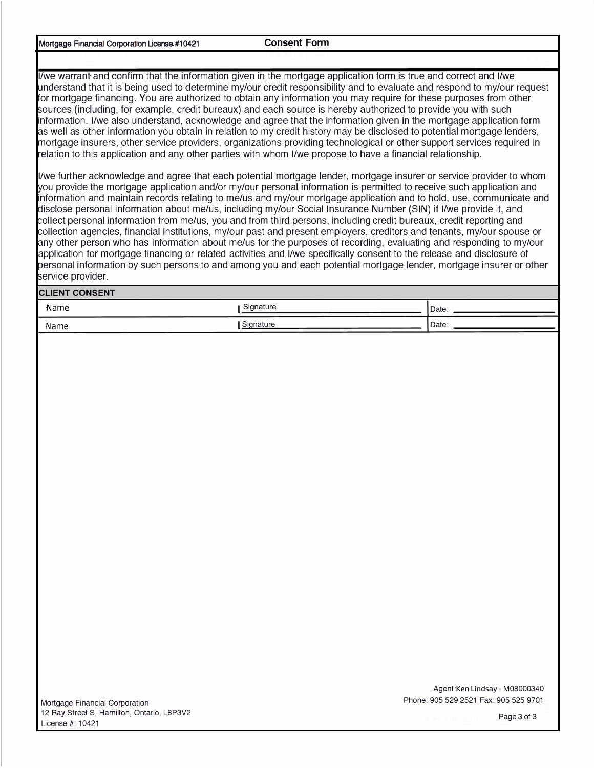## Consent Form

I/we warrant and confirm that the information given in the mortgage application form is true and correct and I/we understand that it is being used to determine my/our credit responsibility and to evaluate and respond to my/our request for mortgage financing. You are authorized to obtain any information you may require for these purposes from other sources (including, for example, credit bureaux) and each source is hereby authorized to provide you with such information. I/we also understand, acknowledge and agree that the information given in the mortgage application form as well as other information you obtain in relation to my credit history may be disclosed to potential mortgage lenders, mortgage insurers, other service providers, organizations providing technological or other support services required in relation to this application and any other parties with whom I/we propose to have a financial relationship.

I/we further acknowledge and agree that each potential mortgage lender, mortgage insurer or service provider to whom you provide the mortgage application and/or my/our personal information is permitted to receive such application and information and maintain records relating to me/us and my/our mortgage application and to hold, use, communicate and disclose personal information about me/us, including my/our Social Insurance Number (SIN) if I/we provide it, and collect personal information from me/us, you and from third persons, including credit bureaux, credit reporting and collection agencies, financial institutions, my/our past and present employers, creditors and tenants, my/our spouse or any other person who has information about me/us for the purposes of recording, evaluating and responding to my/our application for mortgage financing or related activities and I/we specifically consent to the release and disclosure of personal information by such persons to and among you and each potential mortgage lender, mortgage insurer or other service provider.

| CLIENT CONSENT | | |
|---|---|---|
| Name | Signature | Date: |
| Name | Signature | Date: |

Mortgage Financial Corporation
12 Ray Street S, Hamilton, Ontario, L8P3V2
License #: 10421

Agent: Ken Lindsay - M08000340
Phone: 905 529 2521 Fax: 905 525 9701